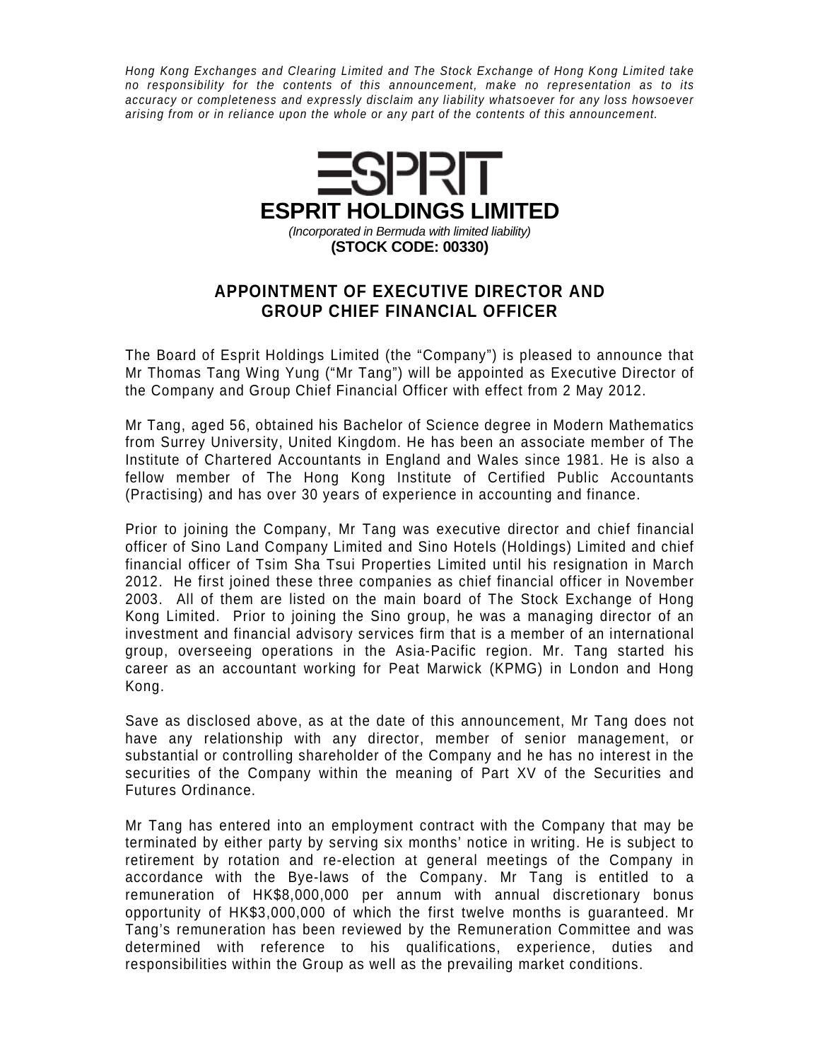*Hong Kong Exchanges and Clearing Limited and The Stock Exchange of Hong Kong Limited take no responsibility for the contents of this announcement, make no representation as to its accuracy or completeness and expressly disclaim any liability whatsoever for any loss howsoever arising from or in reliance upon the whole or any part of the contents of this announcement.*

ESPRIT

# ESPRIT HOLDINGS LIMITED

*(Incorporated in Bermuda with limited liability)*

**(STOCK CODE: 00330)**

## APPOINTMENT OF EXECUTIVE DIRECTOR AND GROUP CHIEF FINANCIAL OFFICER

The Board of Esprit Holdings Limited (the "Company") is pleased to announce that Mr Thomas Tang Wing Yung ("Mr Tang") will be appointed as Executive Director of the Company and Group Chief Financial Officer with effect from 2 May 2012.

Mr Tang, aged 56, obtained his Bachelor of Science degree in Modern Mathematics from Surrey University, United Kingdom. He has been an associate member of The Institute of Chartered Accountants in England and Wales since 1981. He is also a fellow member of The Hong Kong Institute of Certified Public Accountants (Practising) and has over 30 years of experience in accounting and finance.

Prior to joining the Company, Mr Tang was executive director and chief financial officer of Sino Land Company Limited and Sino Hotels (Holdings) Limited and chief financial officer of Tsim Sha Tsui Properties Limited until his resignation in March 2012. He first joined these three companies as chief financial officer in November 2003. All of them are listed on the main board of The Stock Exchange of Hong Kong Limited. Prior to joining the Sino group, he was a managing director of an investment and financial advisory services firm that is a member of an international group, overseeing operations in the Asia-Pacific region. Mr. Tang started his career as an accountant working for Peat Marwick (KPMG) in London and Hong Kong.

Save as disclosed above, as at the date of this announcement, Mr Tang does not have any relationship with any director, member of senior management, or substantial or controlling shareholder of the Company and he has no interest in the securities of the Company within the meaning of Part XV of the Securities and Futures Ordinance.

Mr Tang has entered into an employment contract with the Company that may be terminated by either party by serving six months' notice in writing. He is subject to retirement by rotation and re-election at general meetings of the Company in accordance with the Bye-laws of the Company. Mr Tang is entitled to a remuneration of HK$8,000,000 per annum with annual discretionary bonus opportunity of HK$3,000,000 of which the first twelve months is guaranteed. Mr Tang's remuneration has been reviewed by the Remuneration Committee and was determined with reference to his qualifications, experience, duties and responsibilities within the Group as well as the prevailing market conditions.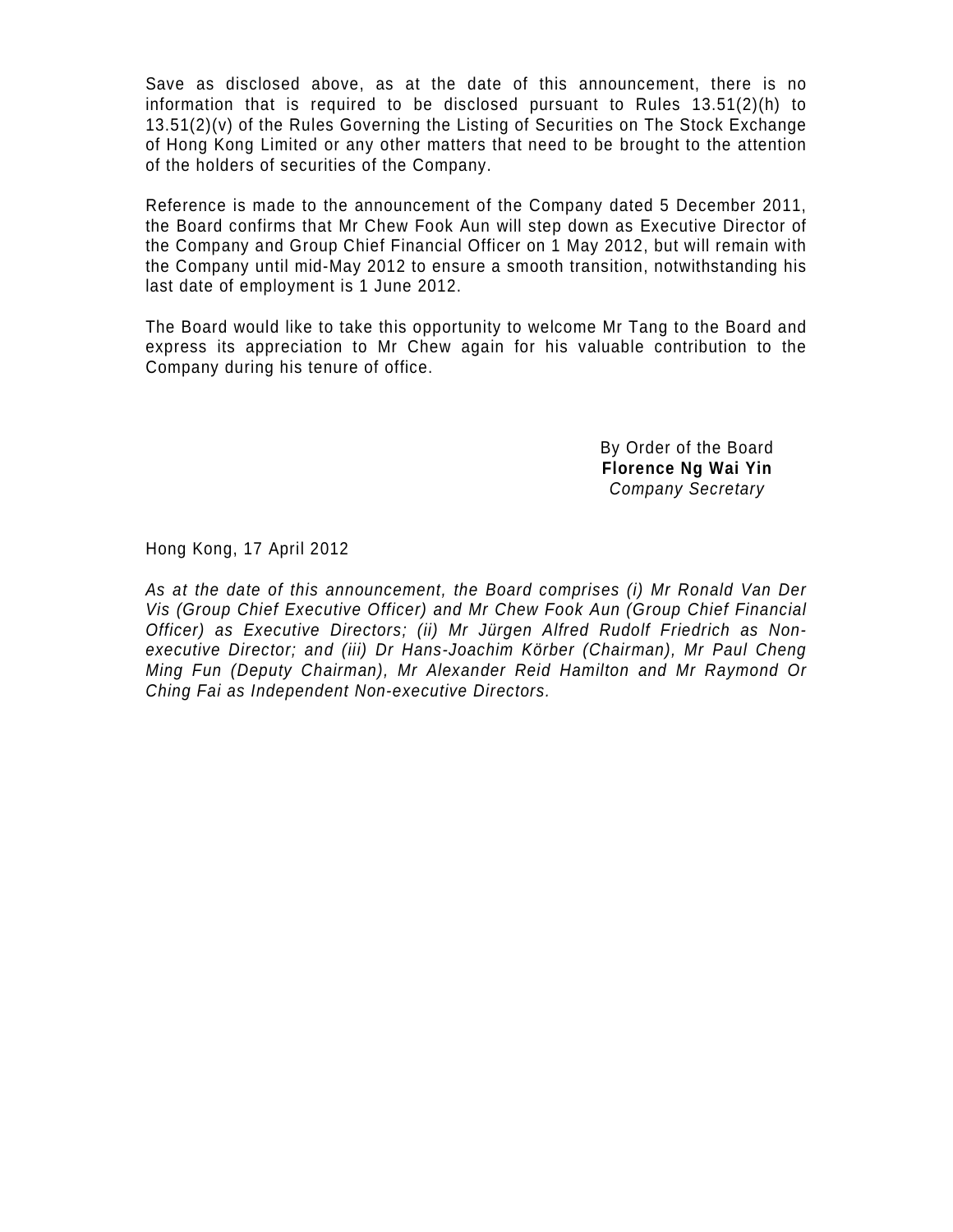Save as disclosed above, as at the date of this announcement, there is no information that is required to be disclosed pursuant to Rules 13.51(2)(h) to 13.51(2)(v) of the Rules Governing the Listing of Securities on The Stock Exchange of Hong Kong Limited or any other matters that need to be brought to the attention of the holders of securities of the Company.

Reference is made to the announcement of the Company dated 5 December 2011, the Board confirms that Mr Chew Fook Aun will step down as Executive Director of the Company and Group Chief Financial Officer on 1 May 2012, but will remain with the Company until mid-May 2012 to ensure a smooth transition, notwithstanding his last date of employment is 1 June 2012.

The Board would like to take this opportunity to welcome Mr Tang to the Board and express its appreciation to Mr Chew again for his valuable contribution to the Company during his tenure of office.

By Order of the Board
**Florence Ng Wai Yin**
*Company Secretary*

Hong Kong, 17 April 2012

*As at the date of this announcement, the Board comprises (i) Mr Ronald Van Der Vis (Group Chief Executive Officer) and Mr Chew Fook Aun (Group Chief Financial Officer) as Executive Directors; (ii) Mr Jürgen Alfred Rudolf Friedrich as Non-executive Director; and (iii) Dr Hans-Joachim Körber (Chairman), Mr Paul Cheng Ming Fun (Deputy Chairman), Mr Alexander Reid Hamilton and Mr Raymond Or Ching Fai as Independent Non-executive Directors.*